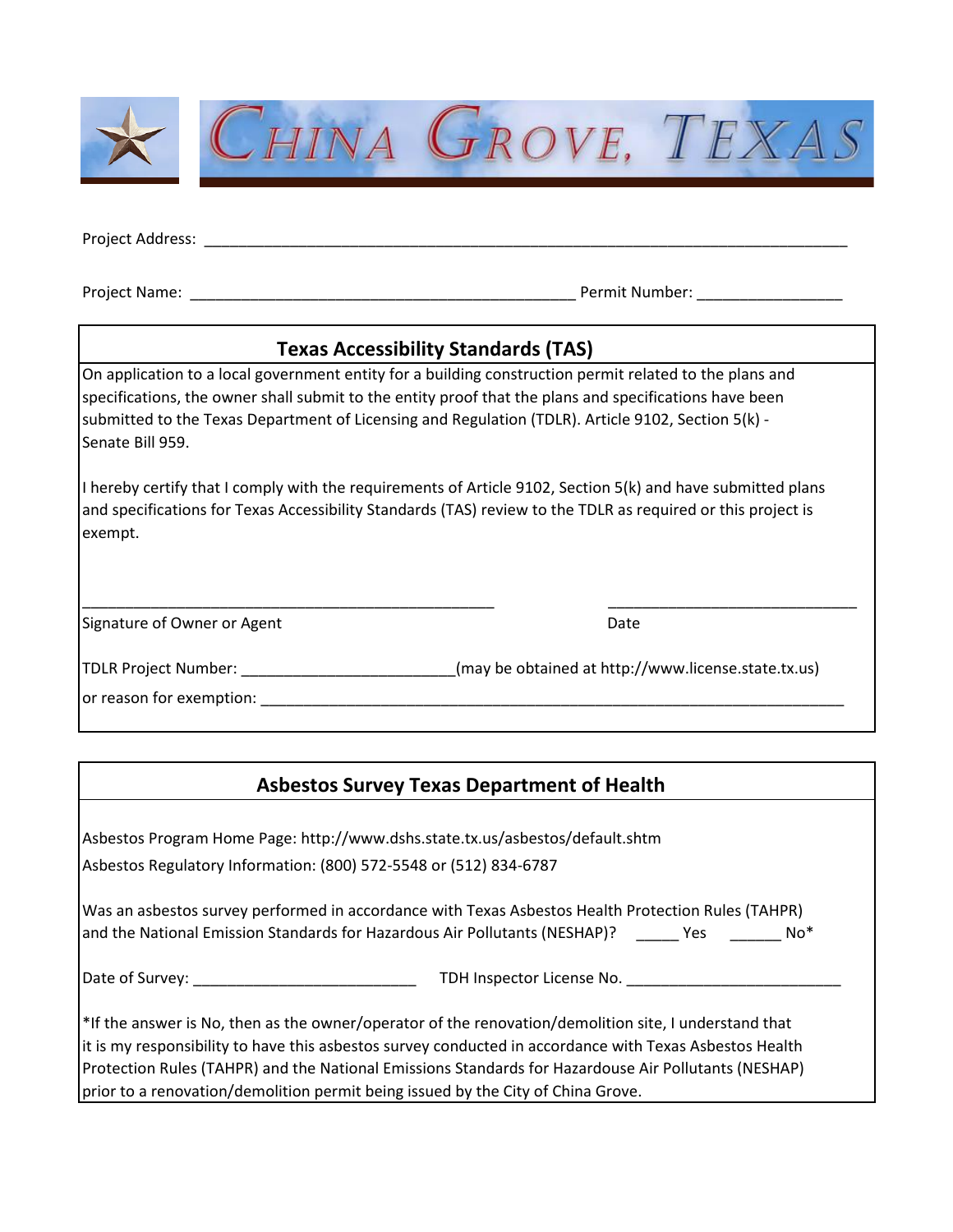# CHINA GROVE, TEXAS

Project Address: ________________________________________________________________________________

Project Name: ________________________________________________ Permit Number: __________________

## Texas Accessibility Standards (TAS)

On application to a local government entity for a building construction permit related to the plans and specifications, the owner shall submit to the entity proof that the plans and specifications have been submitted to the Texas Department of Licensing and Regulation (TDLR). Article 9102, Section 5(k) - Senate Bill 959.

I hereby certify that I comply with the requirements of Article 9102, Section 5(k) and have submitted plans and specifications for Texas Accessibility Standards (TAS) review to the TDLR as required or this project is exempt.

__________________________________________________ ______________________________

Signature of Owner or Agent Date

TDLR Project Number: _________________________(may be obtained at http://www.license.state.tx.us)

or reason for exemption: ________________________________________________________________________

## Asbestos Survey Texas Department of Health

Asbestos Program Home Page: http://www.dshs.state.tx.us/asbestos/default.shtm

Asbestos Regulatory Information: (800) 572-5548 or (512) 834-6787

Was an asbestos survey performed in accordance with Texas Asbestos Health Protection Rules (TAHPR) and the National Emission Standards for Hazardous Air Pollutants (NESHAP)? _____ Yes ______ No*

Date of Survey: ___________________________ TDH Inspector License No. __________________________

*If the answer is No, then as the owner/operator of the renovation/demolition site, I understand that it is my responsibility to have this asbestos survey conducted in accordance with Texas Asbestos Health Protection Rules (TAHPR) and the National Emissions Standards for Hazardouse Air Pollutants (NESHAP) prior to a renovation/demolition permit being issued by the City of China Grove.